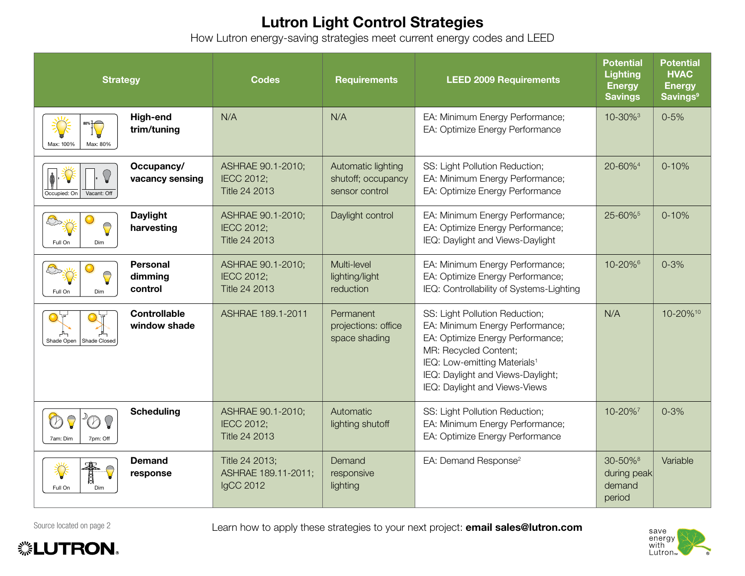# Lutron Light Control Strategies

How Lutron energy-saving strategies meet current energy codes and LEED

| Strategy | Codes | Requirements | LEED 2009 Requirements | Potential Lighting Energy Savings | Potential HVAC Energy Savings[9] |
|---|---|---|---|---|---|
| Max: 100% / Max: 80% **High-end trim/tuning** | N/A | N/A | EA: Minimum Energy Performance; EA: Optimize Energy Performance | 10-30%[3] | 0-5% |
| Occupied: On / Vacant: Off **Occupancy/ vacancy sensing** | ASHRAE 90.1-2010; IECC 2012; Title 24 2013 | Automatic lighting shutoff; occupancy sensor control | SS: Light Pollution Reduction; EA: Minimum Energy Performance; EA: Optimize Energy Performance | 20-60%[4] | 0-10% |
| Full On / Dim **Daylight harvesting** | ASHRAE 90.1-2010; IECC 2012; Title 24 2013 | Daylight control | EA: Minimum Energy Performance; EA: Optimize Energy Performance; IEQ: Daylight and Views-Daylight | 25-60%[5] | 0-10% |
| Full On / Dim **Personal dimming control** | ASHRAE 90.1-2010; IECC 2012; Title 24 2013 | Multi-level lighting/light reduction | EA: Minimum Energy Performance; EA: Optimize Energy Performance; IEQ: Controllability of Systems-Lighting | 10-20%[6] | 0-3% |
| Shade Open / Shade Closed **Controllable window shade** | ASHRAE 189.1-2011 | Permanent projections: office space shading | SS: Light Pollution Reduction; EA: Minimum Energy Performance; EA: Optimize Energy Performance; MR: Recycled Content; IEQ: Low-emitting Materials[1] IEQ: Daylight and Views-Daylight; IEQ: Daylight and Views-Views | N/A | 10-20%[10] |
| 7am: Dim / 7pm: Off **Scheduling** | ASHRAE 90.1-2010; IECC 2012; Title 24 2013 | Automatic lighting shutoff | SS: Light Pollution Reduction; EA: Minimum Energy Performance; EA: Optimize Energy Performance | 10-20%[7] | 0-3% |
| Full On / Dim **Demand response** | Title 24 2013; ASHRAE 189.11-2011; IgCC 2012 | Demand responsive lighting | EA: Demand Response[2] | 30-50%[8] during peak demand period | Variable |

Source located on page 2

Learn how to apply these strategies to your next project: **email sales@lutron.com**

LUTRON

save energy with Lutron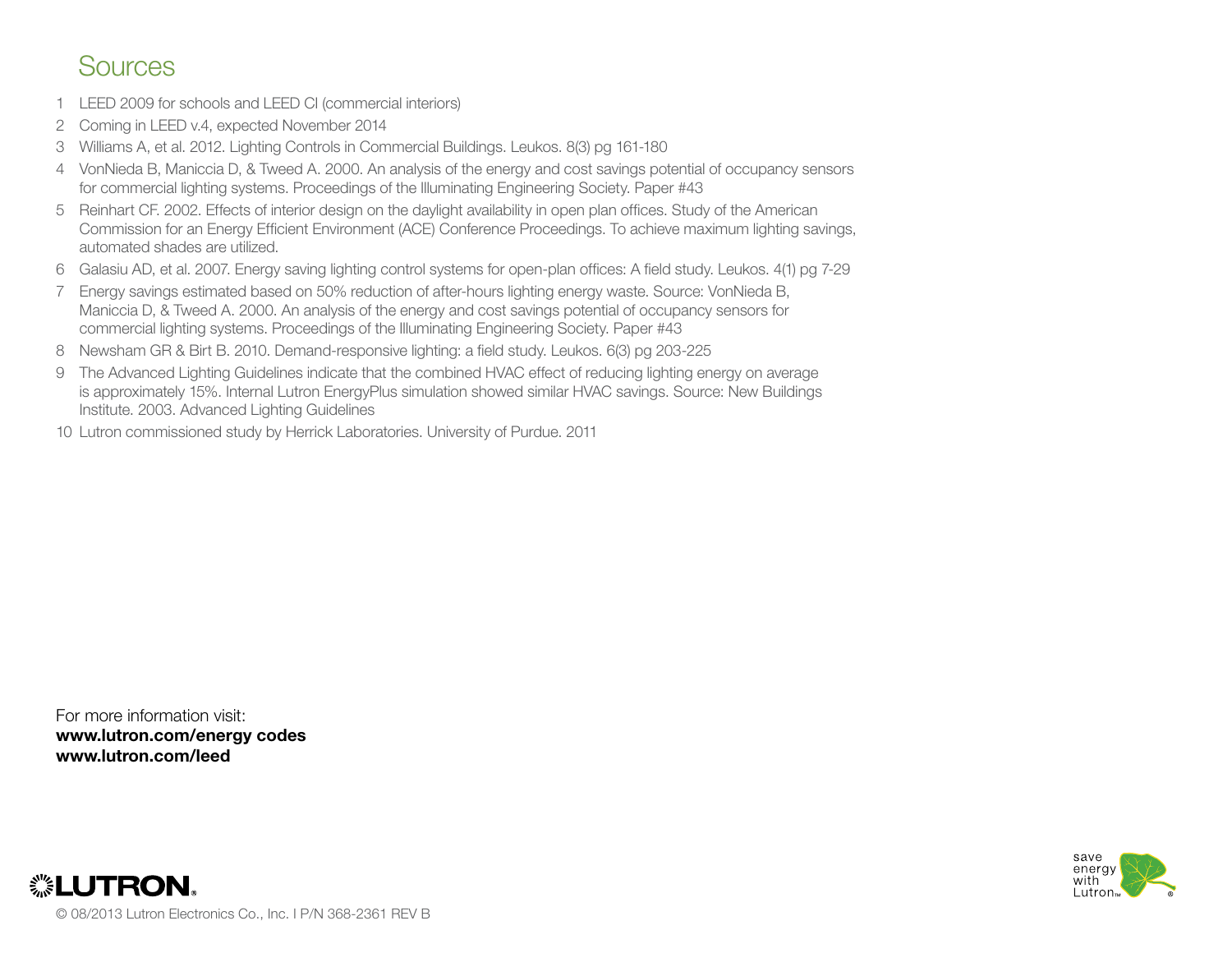## Sources

1. LEED 2009 for schools and LEED CI (commercial interiors)
2. Coming in LEED v.4, expected November 2014
3. Williams A, et al. 2012. Lighting Controls in Commercial Buildings. Leukos. 8(3) pg 161-180
4. VonNieda B, Maniccia D, & Tweed A. 2000. An analysis of the energy and cost savings potential of occupancy sensors for commercial lighting systems. Proceedings of the Illuminating Engineering Society. Paper #43
5. Reinhart CF. 2002. Effects of interior design on the daylight availability in open plan offices. Study of the American Commission for an Energy Efficient Environment (ACE) Conference Proceedings. To achieve maximum lighting savings, automated shades are utilized.
6. Galasiu AD, et al. 2007. Energy saving lighting control systems for open-plan offices: A field study. Leukos. 4(1) pg 7-29
7. Energy savings estimated based on 50% reduction of after-hours lighting energy waste. Source: VonNieda B, Maniccia D, & Tweed A. 2000. An analysis of the energy and cost savings potential of occupancy sensors for commercial lighting systems. Proceedings of the Illuminating Engineering Society. Paper #43
8. Newsham GR & Birt B. 2010. Demand-responsive lighting: a field study. Leukos. 6(3) pg 203-225
9. The Advanced Lighting Guidelines indicate that the combined HVAC effect of reducing lighting energy on average is approximately 15%. Internal Lutron EnergyPlus simulation showed similar HVAC savings. Source: New Buildings Institute. 2003. Advanced Lighting Guidelines
10. Lutron commissioned study by Herrick Laboratories. University of Purdue. 2011

For more information visit:
**www.lutron.com/energy codes**
**www.lutron.com/leed**

LUTRON

save energy with Lutron

© 08/2013 Lutron Electronics Co., Inc. I P/N 368-2361 REV B